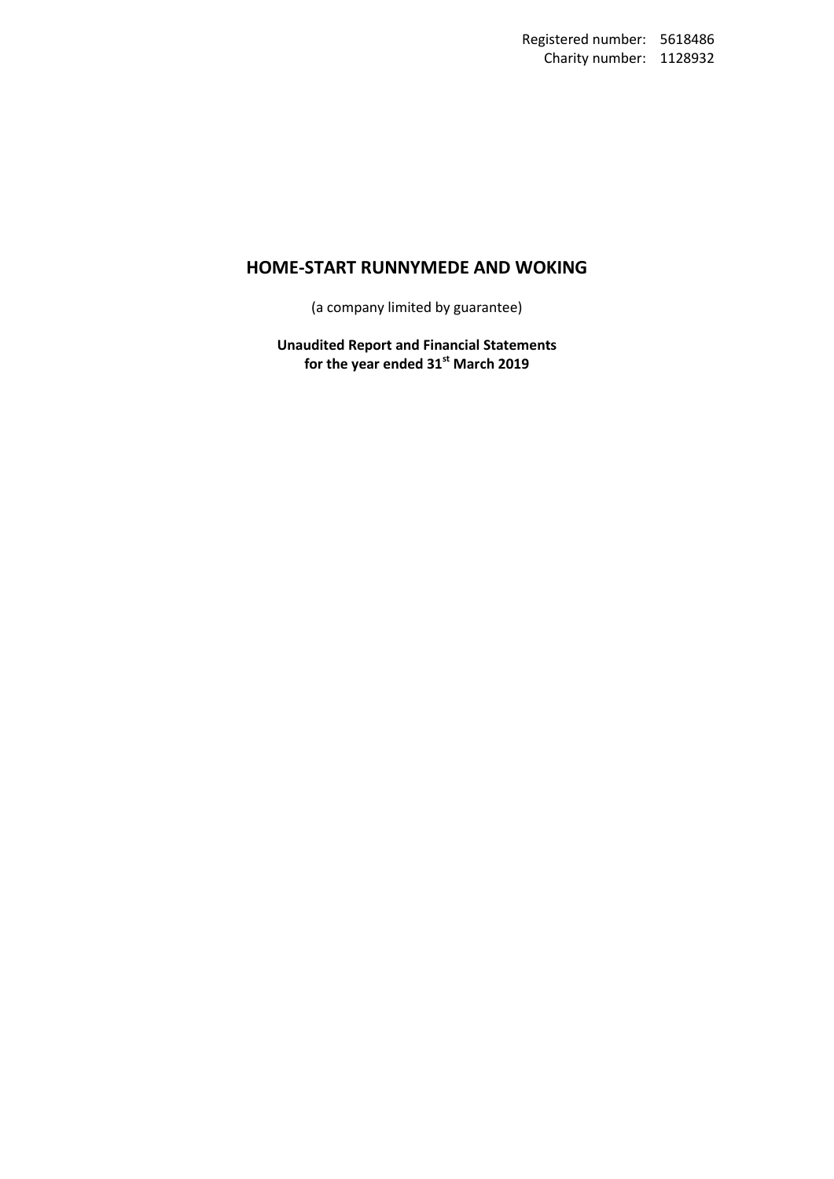Registered number: 5618486
Charity number: 1128932

# HOME-START RUNNYMEDE AND WOKING

(a company limited by guarantee)

**Unaudited Report and Financial Statements**
**for the year ended 31st March 2019**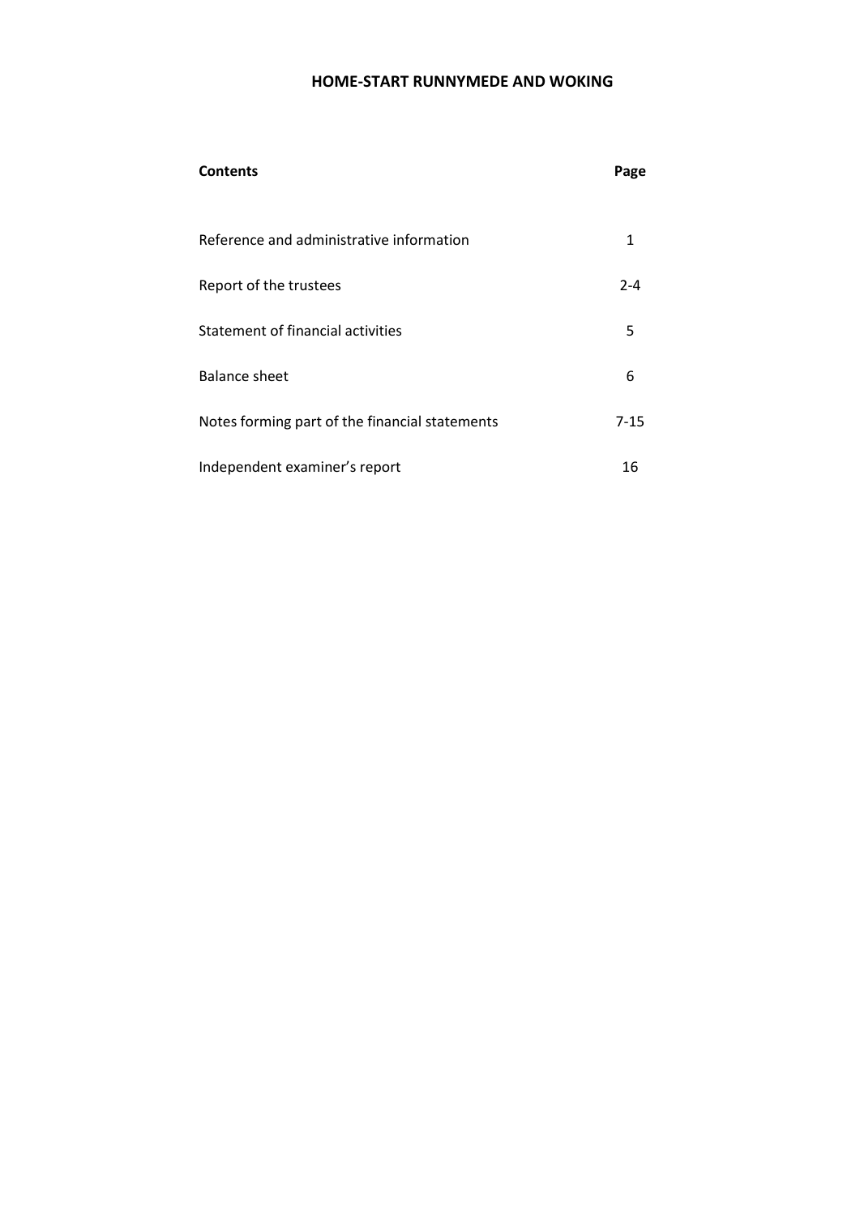# HOME-START RUNNYMEDE AND WOKING

| Contents | Page |
|---|---|
| Reference and administrative information | 1 |
| Report of the trustees | 2-4 |
| Statement of financial activities | 5 |
| Balance sheet | 6 |
| Notes forming part of the financial statements | 7-15 |
| Independent examiner's report | 16 |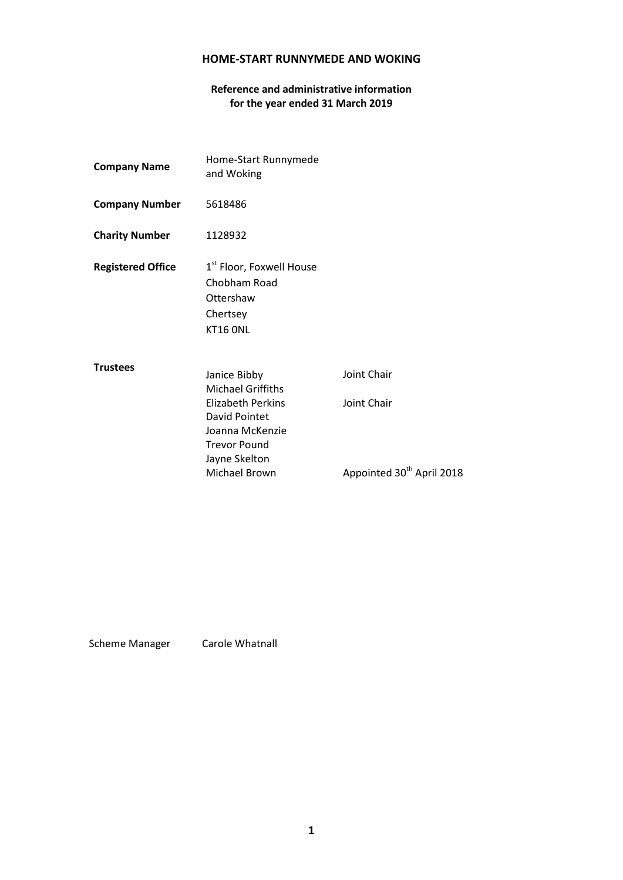# HOME-START RUNNYMEDE AND WOKING

## Reference and administrative information for the year ended 31 March 2019

| | | |
|---|---|---|
| **Company Name** | Home-Start Runnymede and Woking | |
| **Company Number** | 5618486 | |
| **Charity Number** | 1128932 | |
| **Registered Office** | 1st Floor, Foxwell House<br>Chobham Road<br>Ottershaw<br>Chertsey<br>KT16 0NL | |
| **Trustees** | Janice Bibby | Joint Chair |
| | Michael Griffiths | |
| | Elizabeth Perkins | Joint Chair |
| | David Pointet | |
| | Joanna McKenzie | |
| | Trevor Pound | |
| | Jayne Skelton | |
| | Michael Brown | Appointed 30th April 2018 |

Scheme Manager Carole Whatnall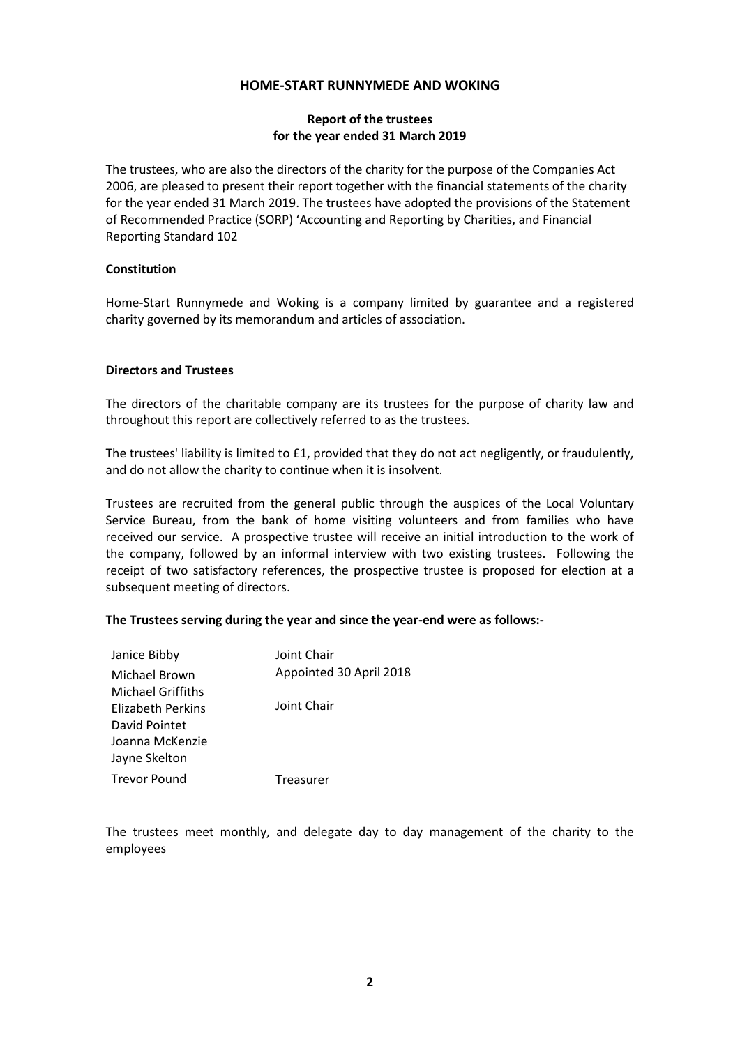# HOME-START RUNNYMEDE AND WOKING

## Report of the trustees
## for the year ended 31 March 2019

The trustees, who are also the directors of the charity for the purpose of the Companies Act 2006, are pleased to present their report together with the financial statements of the charity for the year ended 31 March 2019. The trustees have adopted the provisions of the Statement of Recommended Practice (SORP) 'Accounting and Reporting by Charities, and Financial Reporting Standard 102

### Constitution

Home-Start Runnymede and Woking is a company limited by guarantee and a registered charity governed by its memorandum and articles of association.

### Directors and Trustees

The directors of the charitable company are its trustees for the purpose of charity law and throughout this report are collectively referred to as the trustees.

The trustees' liability is limited to £1, provided that they do not act negligently, or fraudulently, and do not allow the charity to continue when it is insolvent.

Trustees are recruited from the general public through the auspices of the Local Voluntary Service Bureau, from the bank of home visiting volunteers and from families who have received our service. A prospective trustee will receive an initial introduction to the work of the company, followed by an informal interview with two existing trustees. Following the receipt of two satisfactory references, the prospective trustee is proposed for election at a subsequent meeting of directors.

**The Trustees serving during the year and since the year-end were as follows:-**

| | |
|---|---|
| Janice Bibby | Joint Chair |
| Michael Brown | Appointed 30 April 2018 |
| Michael Griffiths | |
| Elizabeth Perkins | Joint Chair |
| David Pointet | |
| Joanna McKenzie | |
| Jayne Skelton | |
| Trevor Pound | Treasurer |

The trustees meet monthly, and delegate day to day management of the charity to the employees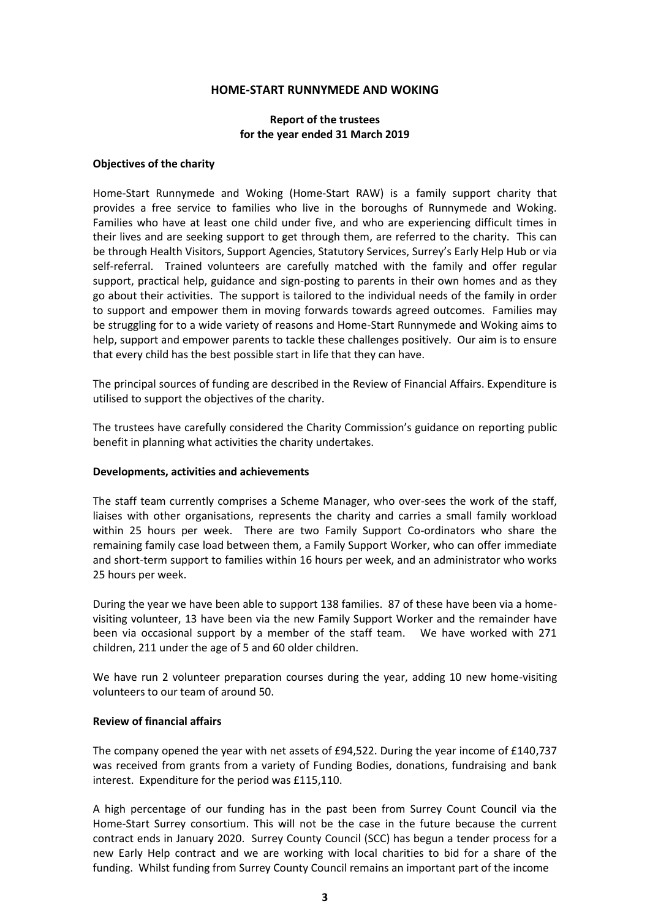# HOME-START RUNNYMEDE AND WOKING

## Report of the trustees for the year ended 31 March 2019

### Objectives of the charity

Home-Start Runnymede and Woking (Home-Start RAW) is a family support charity that provides a free service to families who live in the boroughs of Runnymede and Woking. Families who have at least one child under five, and who are experiencing difficult times in their lives and are seeking support to get through them, are referred to the charity. This can be through Health Visitors, Support Agencies, Statutory Services, Surrey's Early Help Hub or via self-referral. Trained volunteers are carefully matched with the family and offer regular support, practical help, guidance and sign-posting to parents in their own homes and as they go about their activities. The support is tailored to the individual needs of the family in order to support and empower them in moving forwards towards agreed outcomes. Families may be struggling for to a wide variety of reasons and Home-Start Runnymede and Woking aims to help, support and empower parents to tackle these challenges positively. Our aim is to ensure that every child has the best possible start in life that they can have.

The principal sources of funding are described in the Review of Financial Affairs. Expenditure is utilised to support the objectives of the charity.

The trustees have carefully considered the Charity Commission's guidance on reporting public benefit in planning what activities the charity undertakes.

### Developments, activities and achievements

The staff team currently comprises a Scheme Manager, who over-sees the work of the staff, liaises with other organisations, represents the charity and carries a small family workload within 25 hours per week. There are two Family Support Co-ordinators who share the remaining family case load between them, a Family Support Worker, who can offer immediate and short-term support to families within 16 hours per week, and an administrator who works 25 hours per week.

During the year we have been able to support 138 families. 87 of these have been via a home-visiting volunteer, 13 have been via the new Family Support Worker and the remainder have been via occasional support by a member of the staff team. We have worked with 271 children, 211 under the age of 5 and 60 older children.

We have run 2 volunteer preparation courses during the year, adding 10 new home-visiting volunteers to our team of around 50.

### Review of financial affairs

The company opened the year with net assets of £94,522. During the year income of £140,737 was received from grants from a variety of Funding Bodies, donations, fundraising and bank interest. Expenditure for the period was £115,110.

A high percentage of our funding has in the past been from Surrey Count Council via the Home-Start Surrey consortium. This will not be the case in the future because the current contract ends in January 2020. Surrey County Council (SCC) has begun a tender process for a new Early Help contract and we are working with local charities to bid for a share of the funding. Whilst funding from Surrey County Council remains an important part of the income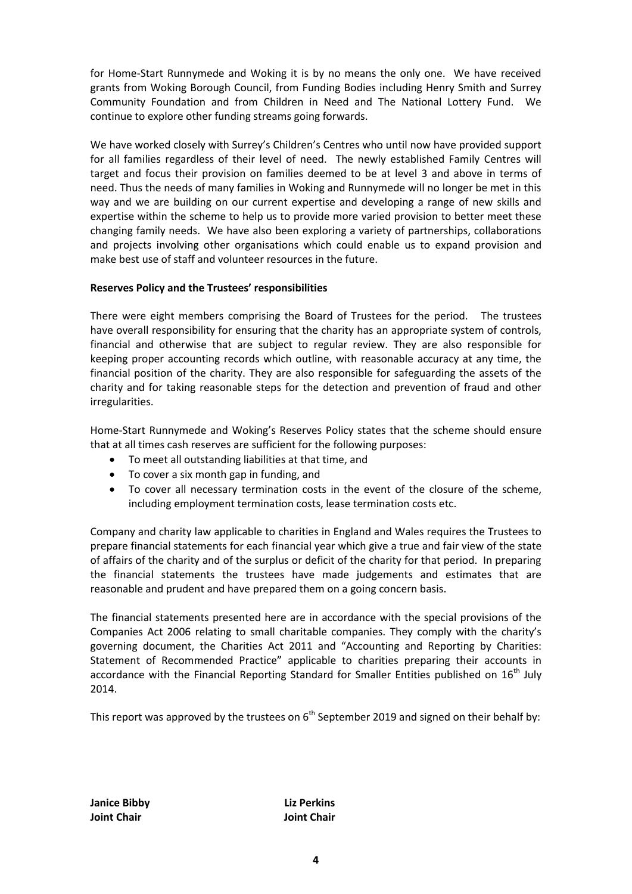for Home-Start Runnymede and Woking it is by no means the only one. We have received grants from Woking Borough Council, from Funding Bodies including Henry Smith and Surrey Community Foundation and from Children in Need and The National Lottery Fund. We continue to explore other funding streams going forwards.

We have worked closely with Surrey's Children's Centres who until now have provided support for all families regardless of their level of need. The newly established Family Centres will target and focus their provision on families deemed to be at level 3 and above in terms of need. Thus the needs of many families in Woking and Runnymede will no longer be met in this way and we are building on our current expertise and developing a range of new skills and expertise within the scheme to help us to provide more varied provision to better meet these changing family needs. We have also been exploring a variety of partnerships, collaborations and projects involving other organisations which could enable us to expand provision and make best use of staff and volunteer resources in the future.

**Reserves Policy and the Trustees' responsibilities**

There were eight members comprising the Board of Trustees for the period. The trustees have overall responsibility for ensuring that the charity has an appropriate system of controls, financial and otherwise that are subject to regular review. They are also responsible for keeping proper accounting records which outline, with reasonable accuracy at any time, the financial position of the charity. They are also responsible for safeguarding the assets of the charity and for taking reasonable steps for the detection and prevention of fraud and other irregularities.

Home-Start Runnymede and Woking's Reserves Policy states that the scheme should ensure that at all times cash reserves are sufficient for the following purposes:

- To meet all outstanding liabilities at that time, and
- To cover a six month gap in funding, and
- To cover all necessary termination costs in the event of the closure of the scheme, including employment termination costs, lease termination costs etc.

Company and charity law applicable to charities in England and Wales requires the Trustees to prepare financial statements for each financial year which give a true and fair view of the state of affairs of the charity and of the surplus or deficit of the charity for that period. In preparing the financial statements the trustees have made judgements and estimates that are reasonable and prudent and have prepared them on a going concern basis.

The financial statements presented here are in accordance with the special provisions of the Companies Act 2006 relating to small charitable companies. They comply with the charity's governing document, the Charities Act 2011 and "Accounting and Reporting by Charities: Statement of Recommended Practice" applicable to charities preparing their accounts in accordance with the Financial Reporting Standard for Smaller Entities published on 16th July 2014.

This report was approved by the trustees on 6th September 2019 and signed on their behalf by:

**Janice Bibby**
**Joint Chair**

**Liz Perkins**
**Joint Chair**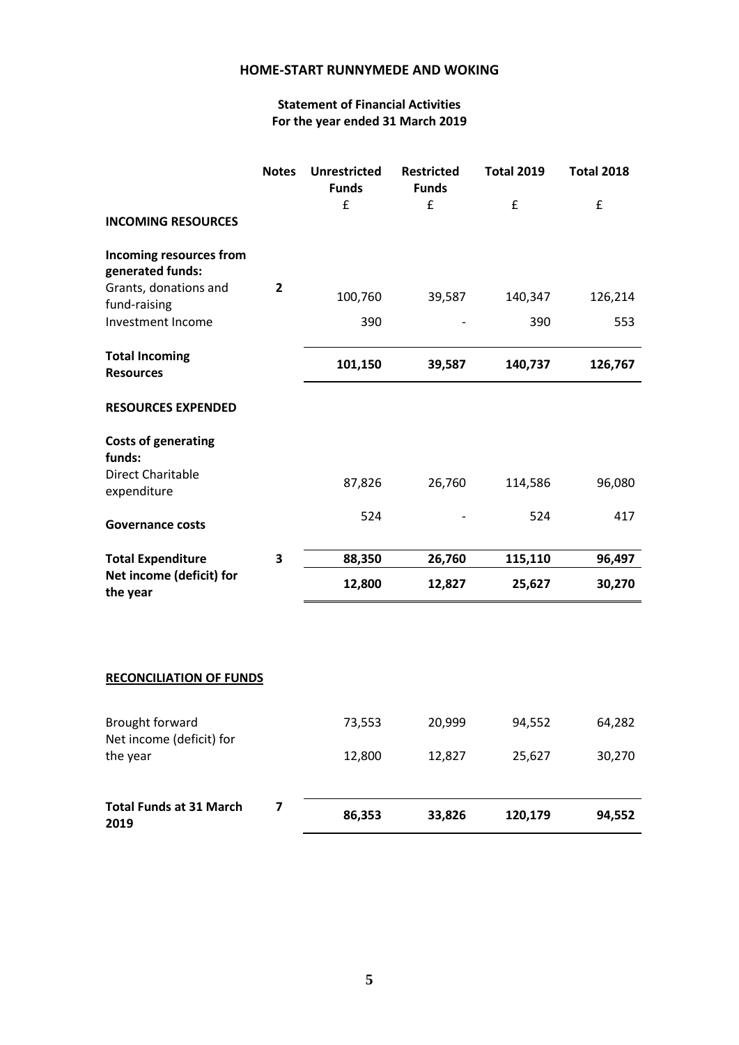# HOME-START RUNNYMEDE AND WOKING

## Statement of Financial Activities
## For the year ended 31 March 2019

| | Notes | Unrestricted Funds | Restricted Funds | Total 2019 | Total 2018 |
|---|---|---|---|---|---|
| | | £ | £ | £ | £ |
| **INCOMING RESOURCES** | | | | | |
| **Incoming resources from generated funds:** | | | | | |
| Grants, donations and fund-raising | 2 | 100,760 | 39,587 | 140,347 | 126,214 |
| Investment Income | | 390 | - | 390 | 553 |
| **Total Incoming Resources** | | **101,150** | **39,587** | **140,737** | **126,767** |
| **RESOURCES EXPENDED** | | | | | |
| **Costs of generating funds:** | | | | | |
| Direct Charitable expenditure | | 87,826 | 26,760 | 114,586 | 96,080 |
| **Governance costs** | | 524 | - | 524 | 417 |
| **Total Expenditure** | 3 | **88,350** | **26,760** | **115,110** | **96,497** |
| **Net income (deficit) for the year** | | **12,800** | **12,827** | **25,627** | **30,270** |

**RECONCILIATION OF FUNDS**

| | Notes | Unrestricted Funds | Restricted Funds | Total 2019 | Total 2018 |
|---|---|---|---|---|---|
| Brought forward | | 73,553 | 20,999 | 94,552 | 64,282 |
| Net income (deficit) for the year | | 12,800 | 12,827 | 25,627 | 30,270 |
| **Total Funds at 31 March 2019** | 7 | **86,353** | **33,826** | **120,179** | **94,552** |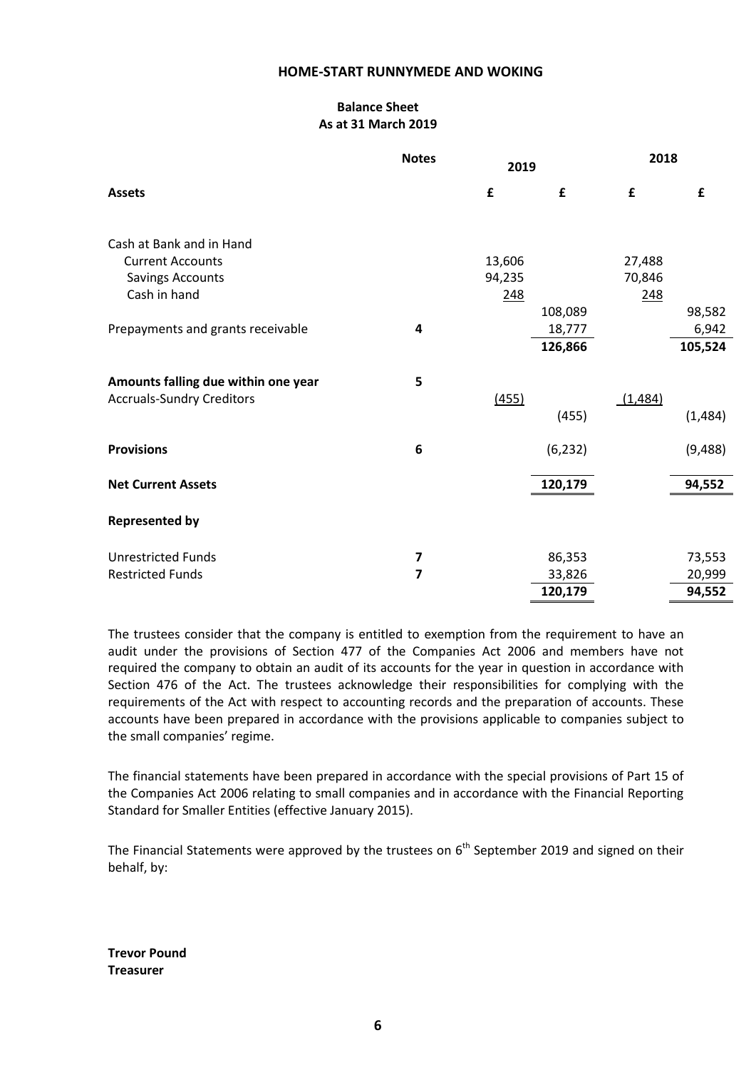# HOME-START RUNNYMEDE AND WOKING

## Balance Sheet
## As at 31 March 2019

| | Notes | 2019 | | 2018 | |
|---|---|---|---|---|---|
| **Assets** | | **£** | **£** | **£** | **£** |
| Cash at Bank and in Hand | | | | | |
| Current Accounts | | 13,606 | | 27,488 | |
| Savings Accounts | | 94,235 | | 70,846 | |
| Cash in hand | | 248 | | 248 | |
| | | | 108,089 | | 98,582 |
| Prepayments and grants receivable | 4 | | 18,777 | | 6,942 |
| | | | **126,866** | | **105,524** |
| **Amounts falling due within one year** | 5 | | | | |
| Accruals-Sundry Creditors | | (455) | | (1,484) | |
| | | | (455) | | (1,484) |
| **Provisions** | 6 | | (6,232) | | (9,488) |
| **Net Current Assets** | | | **120,179** | | **94,552** |
| **Represented by** | | | | | |
| Unrestricted Funds | 7 | | 86,353 | | 73,553 |
| Restricted Funds | 7 | | 33,826 | | 20,999 |
| | | | **120,179** | | **94,552** |

The trustees consider that the company is entitled to exemption from the requirement to have an audit under the provisions of Section 477 of the Companies Act 2006 and members have not required the company to obtain an audit of its accounts for the year in question in accordance with Section 476 of the Act. The trustees acknowledge their responsibilities for complying with the requirements of the Act with respect to accounting records and the preparation of accounts. These accounts have been prepared in accordance with the provisions applicable to companies subject to the small companies' regime.

The financial statements have been prepared in accordance with the special provisions of Part 15 of the Companies Act 2006 relating to small companies and in accordance with the Financial Reporting Standard for Smaller Entities (effective January 2015).

The Financial Statements were approved by the trustees on 6th September 2019 and signed on their behalf, by:

**Trevor Pound**
**Treasurer**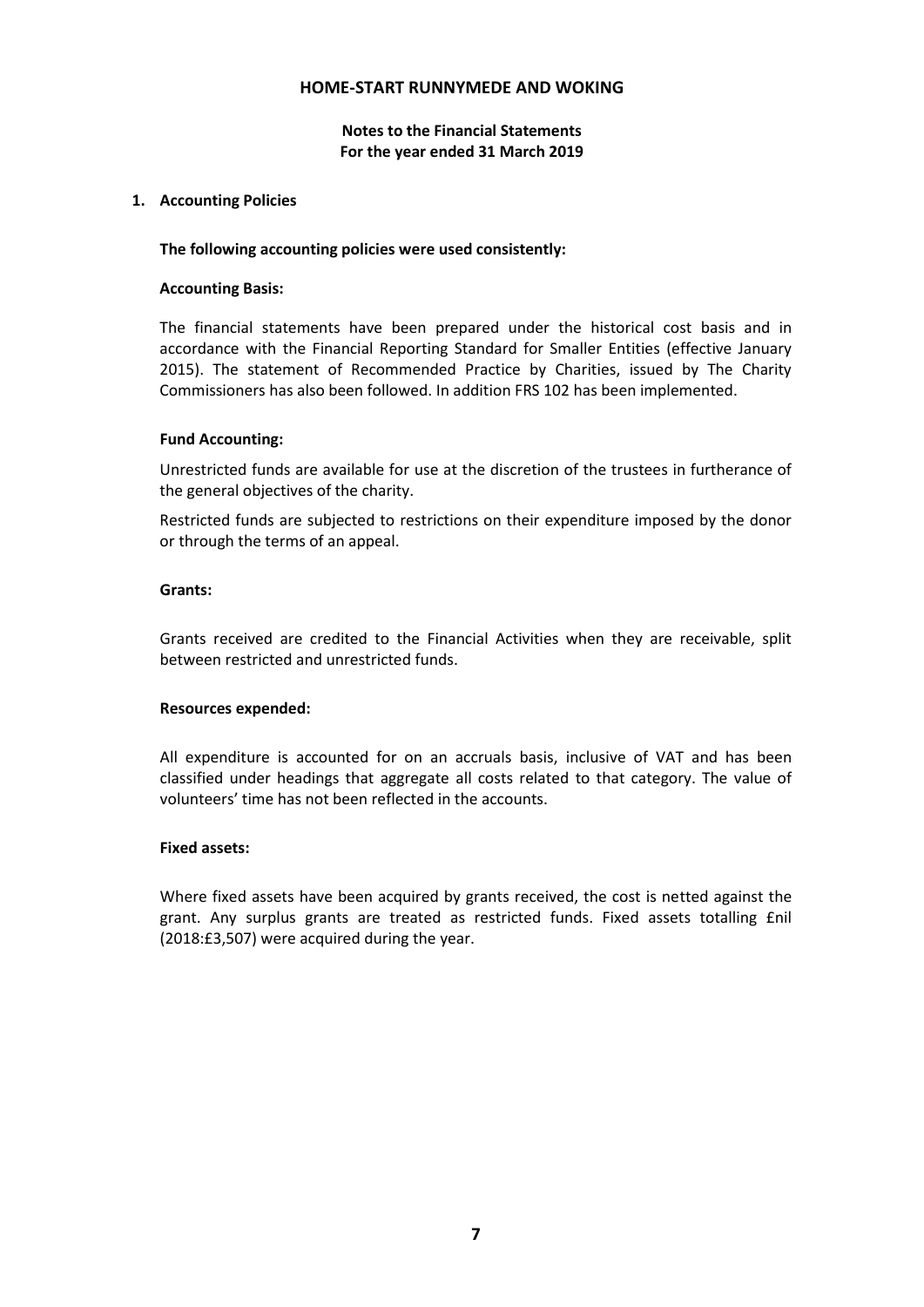# HOME-START RUNNYMEDE AND WOKING

## Notes to the Financial Statements
## For the year ended 31 March 2019

### 1. Accounting Policies

**The following accounting policies were used consistently:**

**Accounting Basis:**

The financial statements have been prepared under the historical cost basis and in accordance with the Financial Reporting Standard for Smaller Entities (effective January 2015). The statement of Recommended Practice by Charities, issued by The Charity Commissioners has also been followed. In addition FRS 102 has been implemented.

**Fund Accounting:**

Unrestricted funds are available for use at the discretion of the trustees in furtherance of the general objectives of the charity.

Restricted funds are subjected to restrictions on their expenditure imposed by the donor or through the terms of an appeal.

**Grants:**

Grants received are credited to the Financial Activities when they are receivable, split between restricted and unrestricted funds.

**Resources expended:**

All expenditure is accounted for on an accruals basis, inclusive of VAT and has been classified under headings that aggregate all costs related to that category. The value of volunteers' time has not been reflected in the accounts.

**Fixed assets:**

Where fixed assets have been acquired by grants received, the cost is netted against the grant. Any surplus grants are treated as restricted funds. Fixed assets totalling £nil (2018:£3,507) were acquired during the year.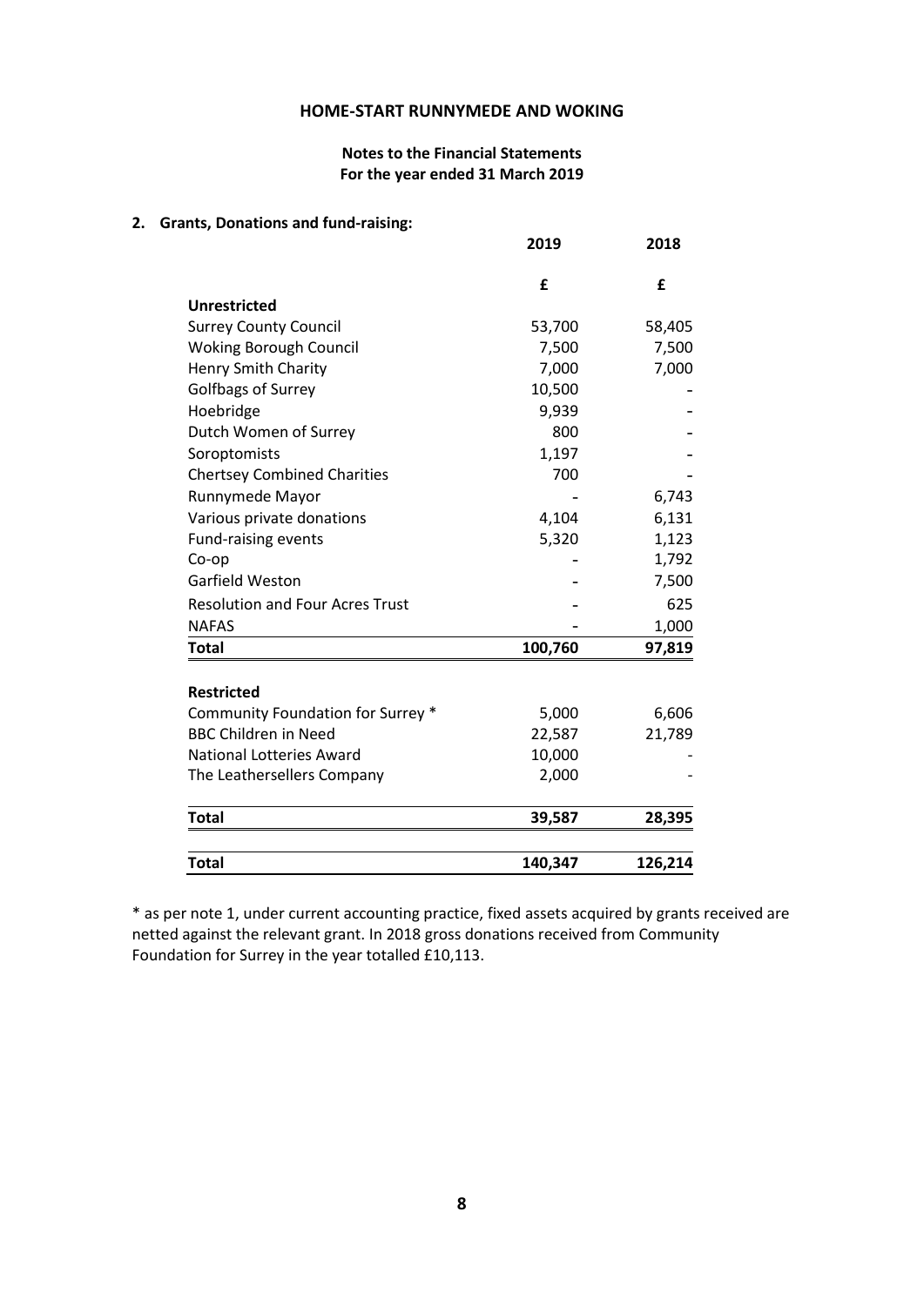**HOME-START RUNNYMEDE AND WOKING**

**Notes to the Financial Statements**
**For the year ended 31 March 2019**

**2. Grants, Donations and fund-raising:**

| | 2019 | 2018 |
|---|---|---|
| | £ | £ |
| **Unrestricted** | | |
| Surrey County Council | 53,700 | 58,405 |
| Woking Borough Council | 7,500 | 7,500 |
| Henry Smith Charity | 7,000 | 7,000 |
| Golfbags of Surrey | 10,500 | - |
| Hoebridge | 9,939 | - |
| Dutch Women of Surrey | 800 | - |
| Soroptomists | 1,197 | - |
| Chertsey Combined Charities | 700 | - |
| Runnymede Mayor | - | 6,743 |
| Various private donations | 4,104 | 6,131 |
| Fund-raising events | 5,320 | 1,123 |
| Co-op | - | 1,792 |
| Garfield Weston | - | 7,500 |
| Resolution and Four Acres Trust | - | 625 |
| NAFAS | - | 1,000 |
| **Total** | **100,760** | **97,819** |
| | | |
| **Restricted** | | |
| Community Foundation for Surrey * | 5,000 | 6,606 |
| BBC Children in Need | 22,587 | 21,789 |
| National Lotteries Award | 10,000 | - |
| The Leathersellers Company | 2,000 | - |
| **Total** | **39,587** | **28,395** |
| | | |
| **Total** | **140,347** | **126,214** |

* as per note 1, under current accounting practice, fixed assets acquired by grants received are netted against the relevant grant. In 2018 gross donations received from Community Foundation for Surrey in the year totalled £10,113.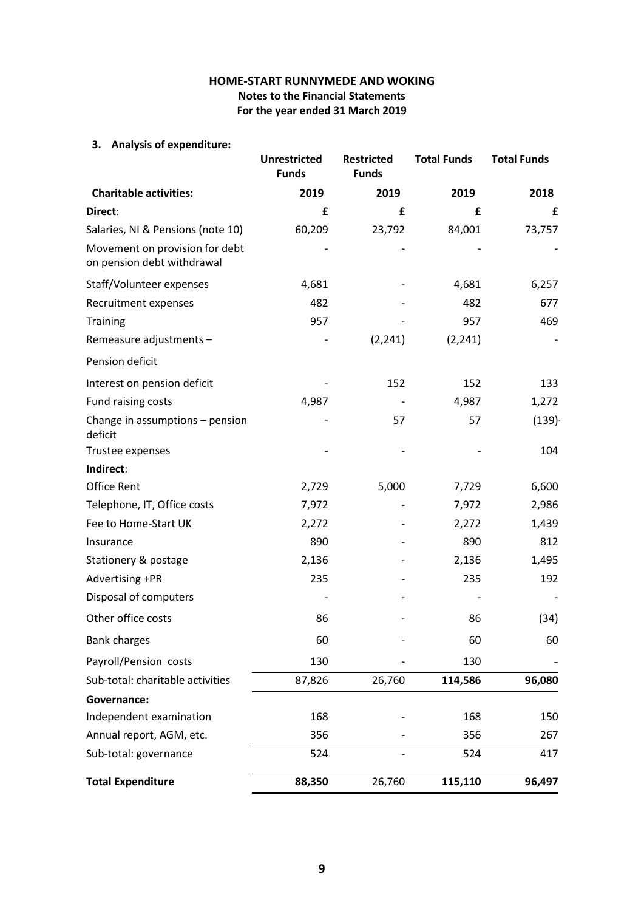**HOME-START RUNNYMEDE AND WOKING**
**Notes to the Financial Statements**
**For the year ended 31 March 2019**

**3. Analysis of expenditure:**

| | Unrestricted Funds | Restricted Funds | Total Funds | Total Funds |
|---|---|---|---|---|
| **Charitable activities:** | **2019** | **2019** | **2019** | **2018** |
| **Direct**: | **£** | **£** | **£** | **£** |
| Salaries, NI & Pensions (note 10) | 60,209 | 23,792 | 84,001 | 73,757 |
| Movement on provision for debt on pension debt withdrawal | - | - | - | - |
| Staff/Volunteer expenses | 4,681 | - | 4,681 | 6,257 |
| Recruitment expenses | 482 | - | 482 | 677 |
| Training | 957 | - | 957 | 469 |
| Remeasure adjustments – Pension deficit | - | (2,241) | (2,241) | - |
| Interest on pension deficit | - | 152 | 152 | 133 |
| Fund raising costs | 4,987 | - | 4,987 | 1,272 |
| Change in assumptions – pension deficit | - | 57 | 57 | (139) |
| Trustee expenses | - | - | - | 104 |
| **Indirect**: | | | | |
| Office Rent | 2,729 | 5,000 | 7,729 | 6,600 |
| Telephone, IT, Office costs | 7,972 | - | 7,972 | 2,986 |
| Fee to Home-Start UK | 2,272 | - | 2,272 | 1,439 |
| Insurance | 890 | - | 890 | 812 |
| Stationery & postage | 2,136 | - | 2,136 | 1,495 |
| Advertising +PR | 235 | - | 235 | 192 |
| Disposal of computers | - | - | - | - |
| Other office costs | 86 | - | 86 | (34) |
| Bank charges | 60 | - | 60 | 60 |
| Payroll/Pension costs | 130 | - | 130 | - |
| Sub-total: charitable activities | 87,826 | 26,760 | **114,586** | **96,080** |
| **Governance:** | | | | |
| Independent examination | 168 | - | 168 | 150 |
| Annual report, AGM, etc. | 356 | - | 356 | 267 |
| Sub-total: governance | 524 | - | 524 | 417 |
| **Total Expenditure** | **88,350** | 26,760 | **115,110** | **96,497** |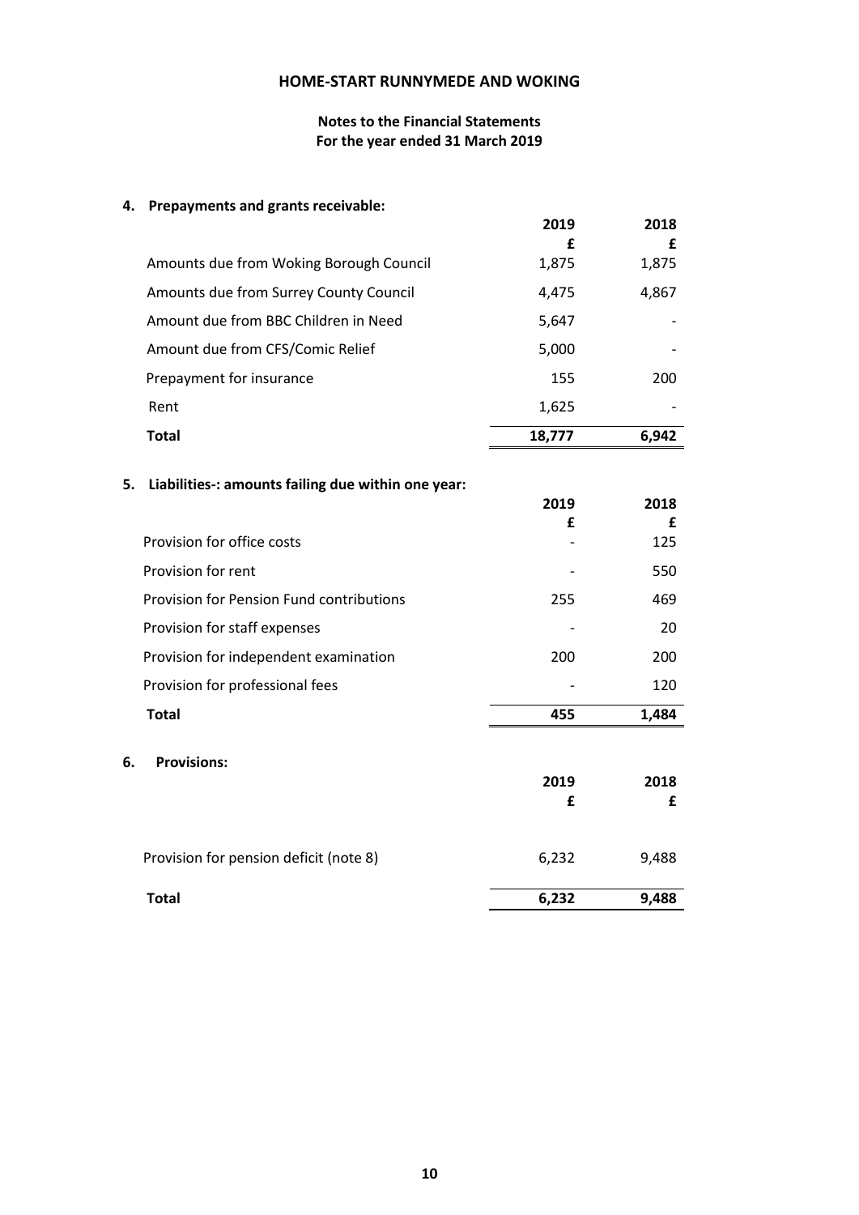# HOME-START RUNNYMEDE AND WOKING

## Notes to the Financial Statements
## For the year ended 31 March 2019

### 4. Prepayments and grants receivable:

| | 2019 | 2018 |
|---|---|---|
| | £ | £ |
| Amounts due from Woking Borough Council | 1,875 | 1,875 |
| Amounts due from Surrey County Council | 4,475 | 4,867 |
| Amount due from BBC Children in Need | 5,647 | - |
| Amount due from CFS/Comic Relief | 5,000 | - |
| Prepayment for insurance | 155 | 200 |
| Rent | 1,625 | - |
| **Total** | **18,777** | **6,942** |

### 5. Liabilities-: amounts failing due within one year:

| | 2019 | 2018 |
|---|---|---|
| | £ | £ |
| Provision for office costs | - | 125 |
| Provision for rent | - | 550 |
| Provision for Pension Fund contributions | 255 | 469 |
| Provision for staff expenses | - | 20 |
| Provision for independent examination | 200 | 200 |
| Provision for professional fees | - | 120 |
| **Total** | **455** | **1,484** |

### 6. Provisions:

| | 2019 | 2018 |
|---|---|---|
| | £ | £ |
| Provision for pension deficit (note 8) | 6,232 | 9,488 |
| **Total** | **6,232** | **9,488** |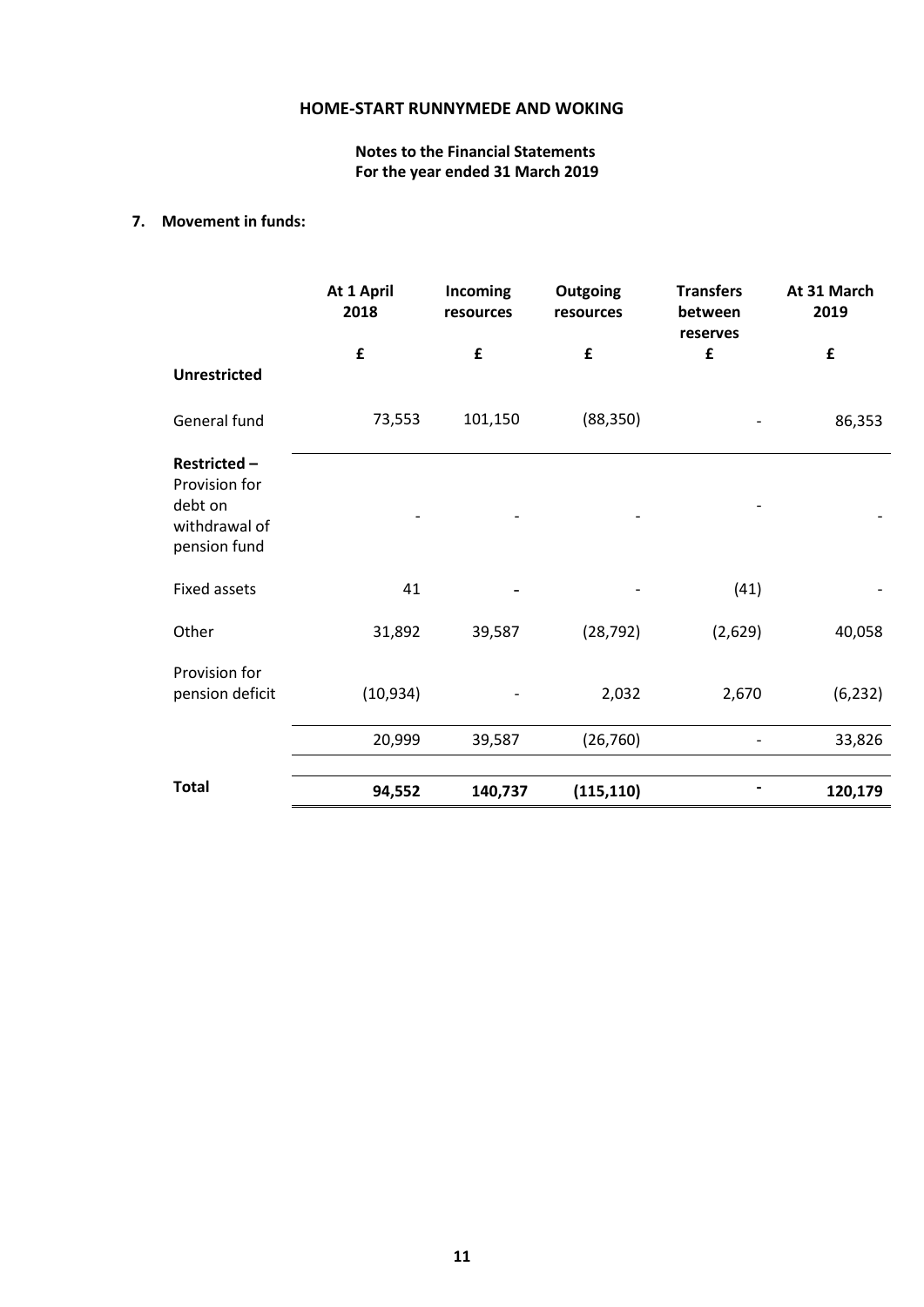# HOME-START RUNNYMEDE AND WOKING

**Notes to the Financial Statements**
**For the year ended 31 March 2019**

## 7. Movement in funds:

| | At 1 April 2018 | Incoming resources | Outgoing resources | Transfers between reserves | At 31 March 2019 |
|---|---|---|---|---|---|
| | £ | £ | £ | £ | £ |
| **Unrestricted** | | | | | |
| General fund | 73,553 | 101,150 | (88,350) | - | 86,353 |
| **Restricted –** Provision for debt on withdrawal of pension fund | - | - | - | - | - |
| Fixed assets | 41 | - | - | (41) | - |
| Other | 31,892 | 39,587 | (28,792) | (2,629) | 40,058 |
| Provision for pension deficit | (10,934) | - | 2,032 | 2,670 | (6,232) |
| | 20,999 | 39,587 | (26,760) | - | 33,826 |
| **Total** | **94,552** | **140,737** | **(115,110)** | **-** | **120,179** |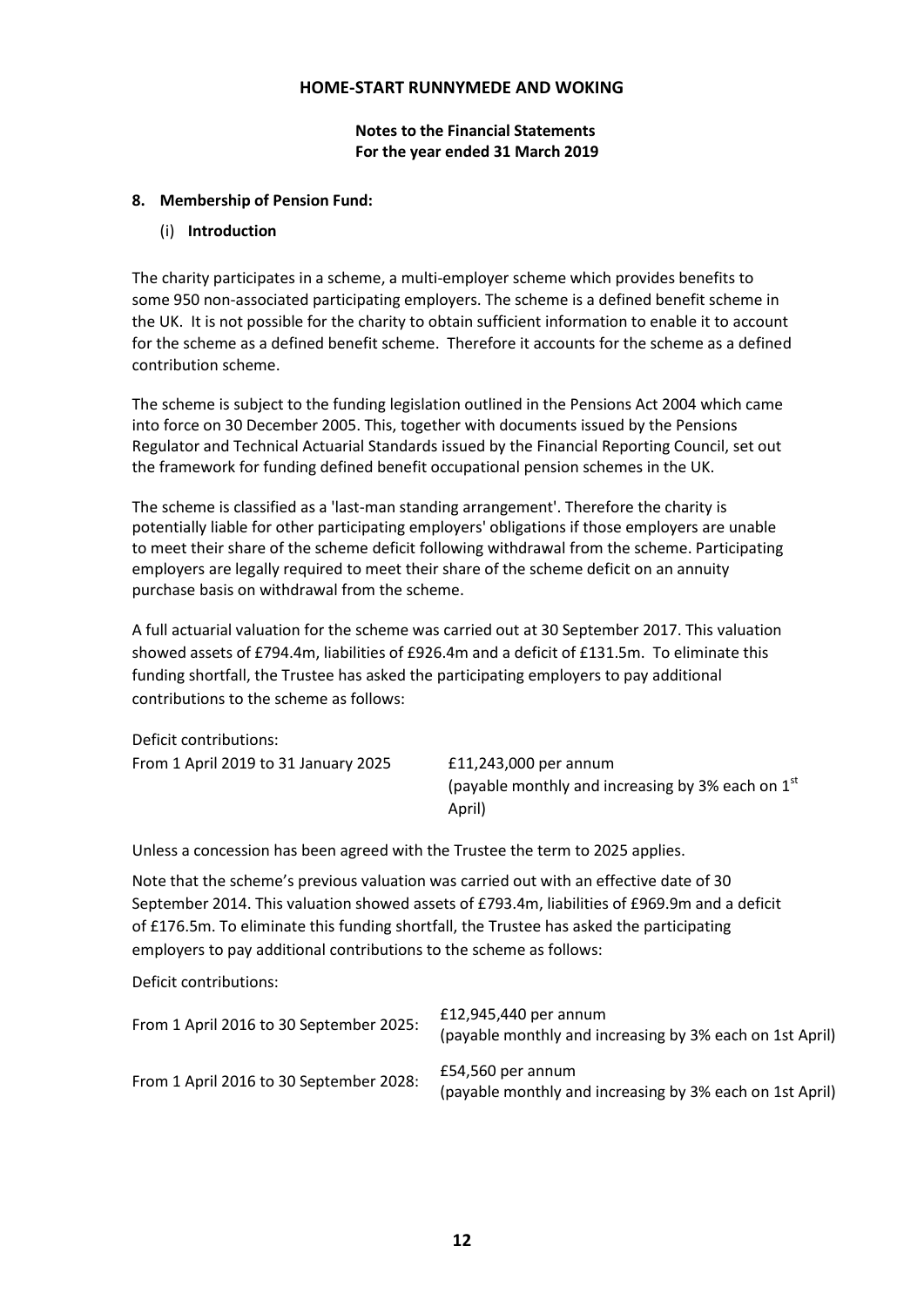# HOME-START RUNNYMEDE AND WOKING

**Notes to the Financial Statements**
**For the year ended 31 March 2019**

## 8. Membership of Pension Fund:

### (i) Introduction

The charity participates in a scheme, a multi-employer scheme which provides benefits to some 950 non-associated participating employers. The scheme is a defined benefit scheme in the UK. It is not possible for the charity to obtain sufficient information to enable it to account for the scheme as a defined benefit scheme. Therefore it accounts for the scheme as a defined contribution scheme.

The scheme is subject to the funding legislation outlined in the Pensions Act 2004 which came into force on 30 December 2005. This, together with documents issued by the Pensions Regulator and Technical Actuarial Standards issued by the Financial Reporting Council, set out the framework for funding defined benefit occupational pension schemes in the UK.

The scheme is classified as a 'last-man standing arrangement'. Therefore the charity is potentially liable for other participating employers' obligations if those employers are unable to meet their share of the scheme deficit following withdrawal from the scheme. Participating employers are legally required to meet their share of the scheme deficit on an annuity purchase basis on withdrawal from the scheme.

A full actuarial valuation for the scheme was carried out at 30 September 2017. This valuation showed assets of £794.4m, liabilities of £926.4m and a deficit of £131.5m. To eliminate this funding shortfall, the Trustee has asked the participating employers to pay additional contributions to the scheme as follows:

Deficit contributions:

| | |
|---|---|
| From 1 April 2019 to 31 January 2025 | £11,243,000 per annum (payable monthly and increasing by 3% each on 1st April) |

Unless a concession has been agreed with the Trustee the term to 2025 applies.

Note that the scheme's previous valuation was carried out with an effective date of 30 September 2014. This valuation showed assets of £793.4m, liabilities of £969.9m and a deficit of £176.5m. To eliminate this funding shortfall, the Trustee has asked the participating employers to pay additional contributions to the scheme as follows:

Deficit contributions:

| | |
|---|---|
| From 1 April 2016 to 30 September 2025: | £12,945,440 per annum (payable monthly and increasing by 3% each on 1st April) |
| From 1 April 2016 to 30 September 2028: | £54,560 per annum (payable monthly and increasing by 3% each on 1st April) |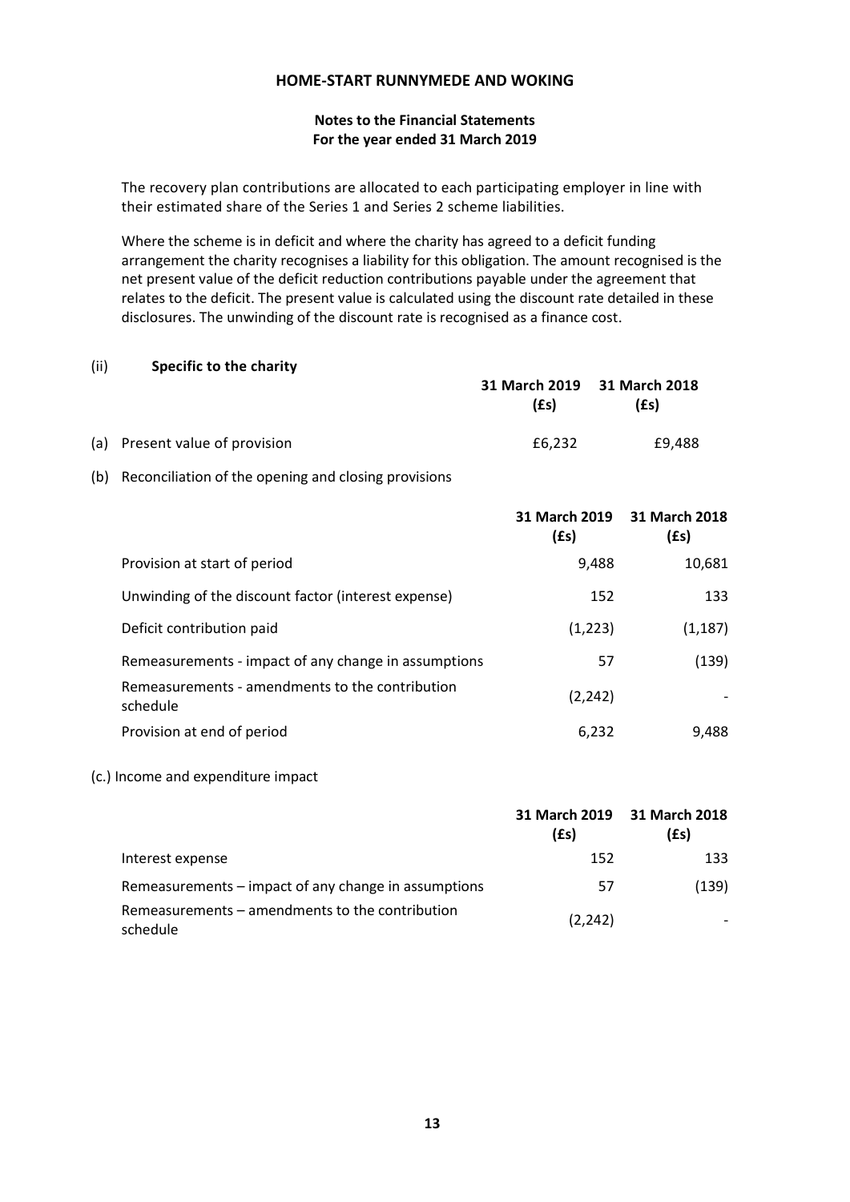The recovery plan contributions are allocated to each participating employer in line with their estimated share of the Series 1 and Series 2 scheme liabilities.

Where the scheme is in deficit and where the charity has agreed to a deficit funding arrangement the charity recognises a liability for this obligation. The amount recognised is the net present value of the deficit reduction contributions payable under the agreement that relates to the deficit. The present value is calculated using the discount rate detailed in these disclosures. The unwinding of the discount rate is recognised as a finance cost.

(ii) **Specific to the charity**

| | **31 March 2019 (£s)** | **31 March 2018 (£s)** |
|---|---|---|
| (a) Present value of provision | £6,232 | £9,488 |

(b) Reconciliation of the opening and closing provisions

| | **31 March 2019 (£s)** | **31 March 2018 (£s)** |
|---|---|---|
| Provision at start of period | 9,488 | 10,681 |
| Unwinding of the discount factor (interest expense) | 152 | 133 |
| Deficit contribution paid | (1,223) | (1,187) |
| Remeasurements - impact of any change in assumptions | 57 | (139) |
| Remeasurements - amendments to the contribution schedule | (2,242) | - |
| Provision at end of period | 6,232 | 9,488 |

(c.) Income and expenditure impact

| | **31 March 2019 (£s)** | **31 March 2018 (£s)** |
|---|---|---|
| Interest expense | 152 | 133 |
| Remeasurements – impact of any change in assumptions | 57 | (139) |
| Remeasurements – amendments to the contribution schedule | (2,242) | - |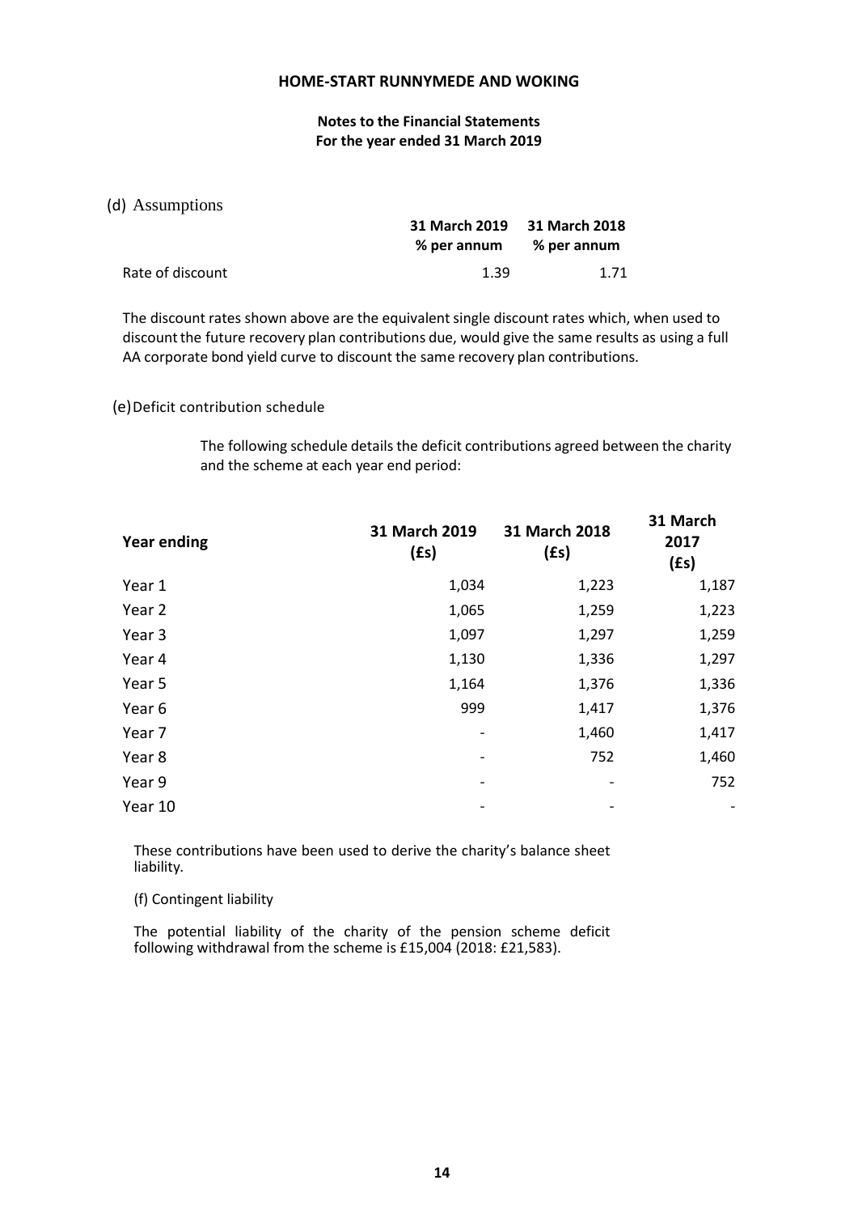(d) Assumptions

| | 31 March 2019 % per annum | 31 March 2018 % per annum |
|---|---|---|
| Rate of discount | 1.39 | 1.71 |

The discount rates shown above are the equivalent single discount rates which, when used to discount the future recovery plan contributions due, would give the same results as using a full AA corporate bond yield curve to discount the same recovery plan contributions.

(e) Deficit contribution schedule

The following schedule details the deficit contributions agreed between the charity and the scheme at each year end period:

| Year ending | 31 March 2019 (£s) | 31 March 2018 (£s) | 31 March 2017 (£s) |
|---|---|---|---|
| Year 1 | 1,034 | 1,223 | 1,187 |
| Year 2 | 1,065 | 1,259 | 1,223 |
| Year 3 | 1,097 | 1,297 | 1,259 |
| Year 4 | 1,130 | 1,336 | 1,297 |
| Year 5 | 1,164 | 1,376 | 1,336 |
| Year 6 | 999 | 1,417 | 1,376 |
| Year 7 | - | 1,460 | 1,417 |
| Year 8 | - | 752 | 1,460 |
| Year 9 | - | - | 752 |
| Year 10 | - | - | - |

These contributions have been used to derive the charity's balance sheet liability.

(f) Contingent liability

The potential liability of the charity of the pension scheme deficit following withdrawal from the scheme is £15,004 (2018: £21,583).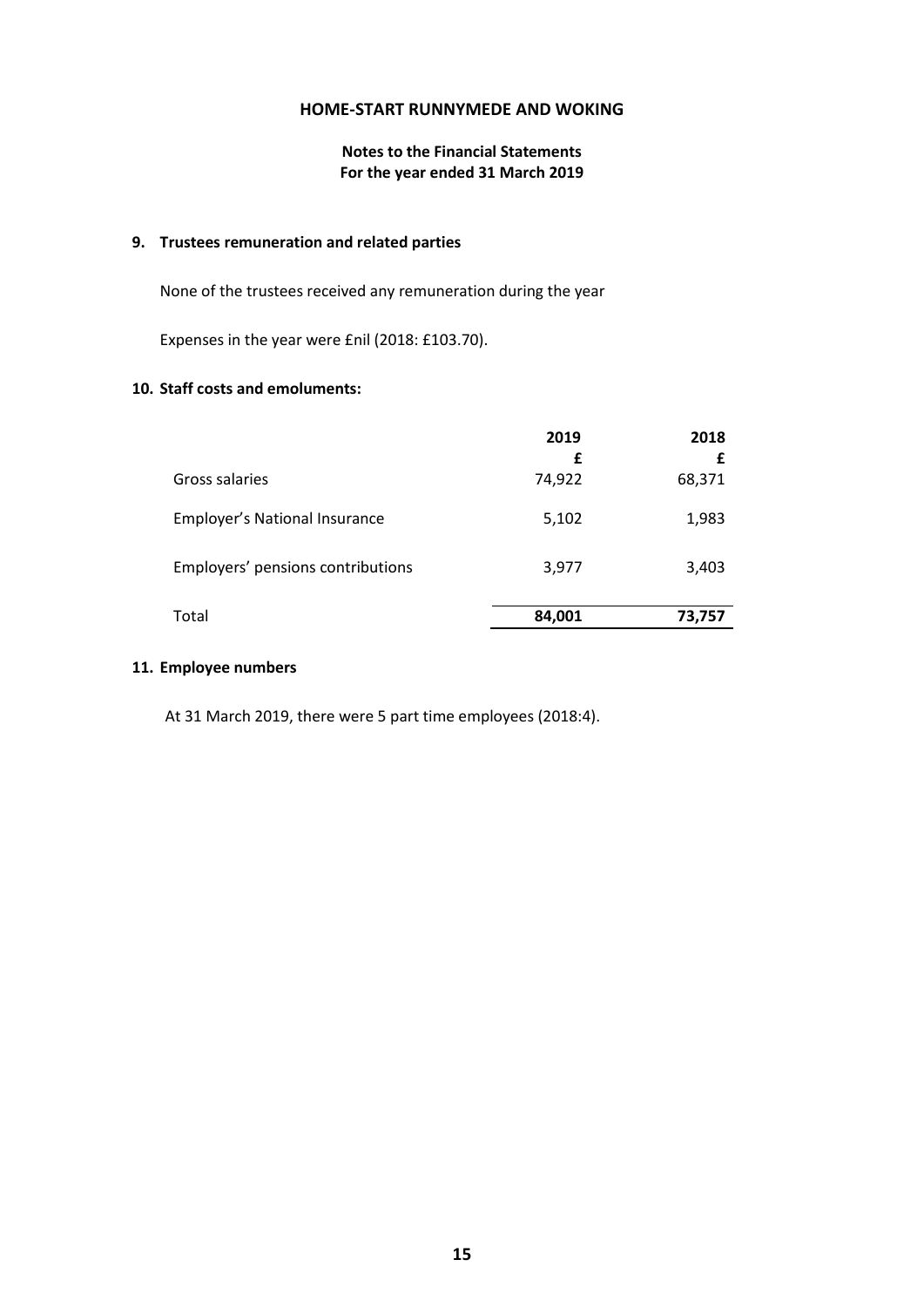# HOME-START RUNNYMEDE AND WOKING

## Notes to the Financial Statements
## For the year ended 31 March 2019

### 9. Trustees remuneration and related parties

None of the trustees received any remuneration during the year

Expenses in the year were £nil (2018: £103.70).

### 10. Staff costs and emoluments:

| | 2019 | 2018 |
|---|---|---|
| | £ | £ |
| Gross salaries | 74,922 | 68,371 |
| Employer's National Insurance | 5,102 | 1,983 |
| Employers' pensions contributions | 3,977 | 3,403 |
| Total | **84,001** | **73,757** |

### 11. Employee numbers

At 31 March 2019, there were 5 part time employees (2018:4).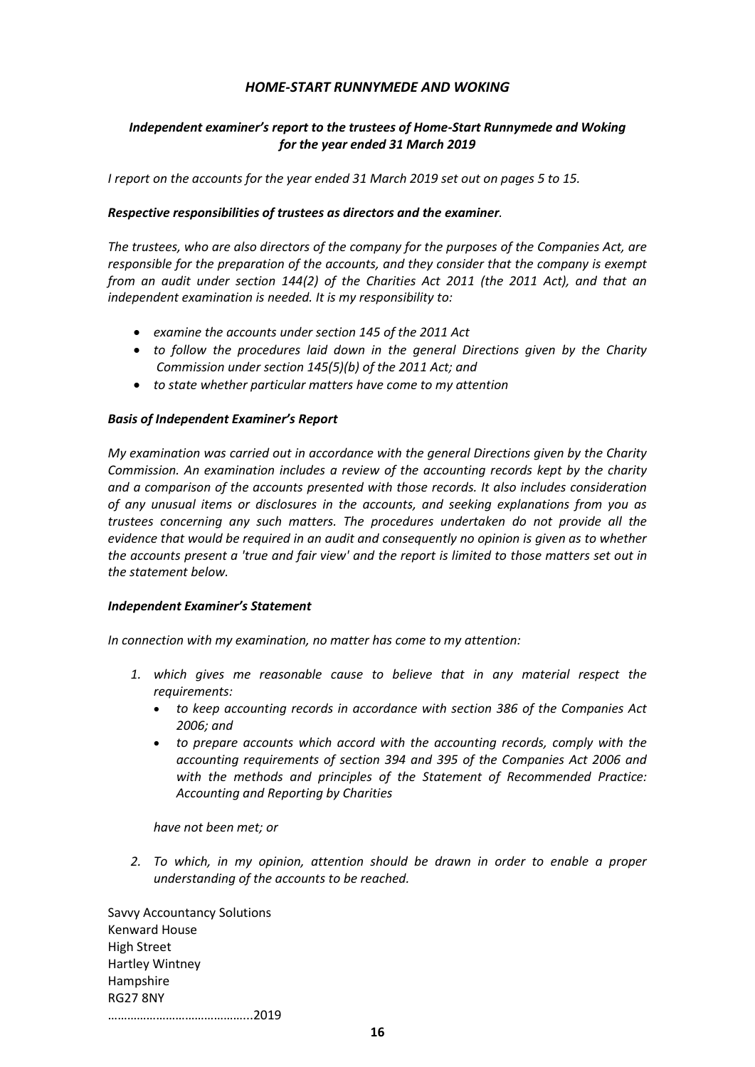## *HOME-START RUNNYMEDE AND WOKING*

### *Independent examiner's report to the trustees of Home-Start Runnymede and Woking for the year ended 31 March 2019*

*I report on the accounts for the year ended 31 March 2019 set out on pages 5 to 15.*

#### *Respective responsibilities of trustees as directors and the examiner.*

*The trustees, who are also directors of the company for the purposes of the Companies Act, are responsible for the preparation of the accounts, and they consider that the company is exempt from an audit under section 144(2) of the Charities Act 2011 (the 2011 Act), and that an independent examination is needed. It is my responsibility to:*

- *examine the accounts under section 145 of the 2011 Act*
- *to follow the procedures laid down in the general Directions given by the Charity Commission under section 145(5)(b) of the 2011 Act; and*
- *to state whether particular matters have come to my attention*

#### *Basis of Independent Examiner's Report*

*My examination was carried out in accordance with the general Directions given by the Charity Commission. An examination includes a review of the accounting records kept by the charity and a comparison of the accounts presented with those records. It also includes consideration of any unusual items or disclosures in the accounts, and seeking explanations from you as trustees concerning any such matters. The procedures undertaken do not provide all the evidence that would be required in an audit and consequently no opinion is given as to whether the accounts present a 'true and fair view' and the report is limited to those matters set out in the statement below.*

#### *Independent Examiner's Statement*

*In connection with my examination, no matter has come to my attention:*

1. *which gives me reasonable cause to believe that in any material respect the requirements:*
    - *to keep accounting records in accordance with section 386 of the Companies Act 2006; and*
    - *to prepare accounts which accord with the accounting records, comply with the accounting requirements of section 394 and 395 of the Companies Act 2006 and with the methods and principles of the Statement of Recommended Practice: Accounting and Reporting by Charities*

    *have not been met; or*

2. *To which, in my opinion, attention should be drawn in order to enable a proper understanding of the accounts to be reached.*

Savvy Accountancy Solutions
Kenward House
High Street
Hartley Wintney
Hampshire
RG27 8NY
…………………………………...2019